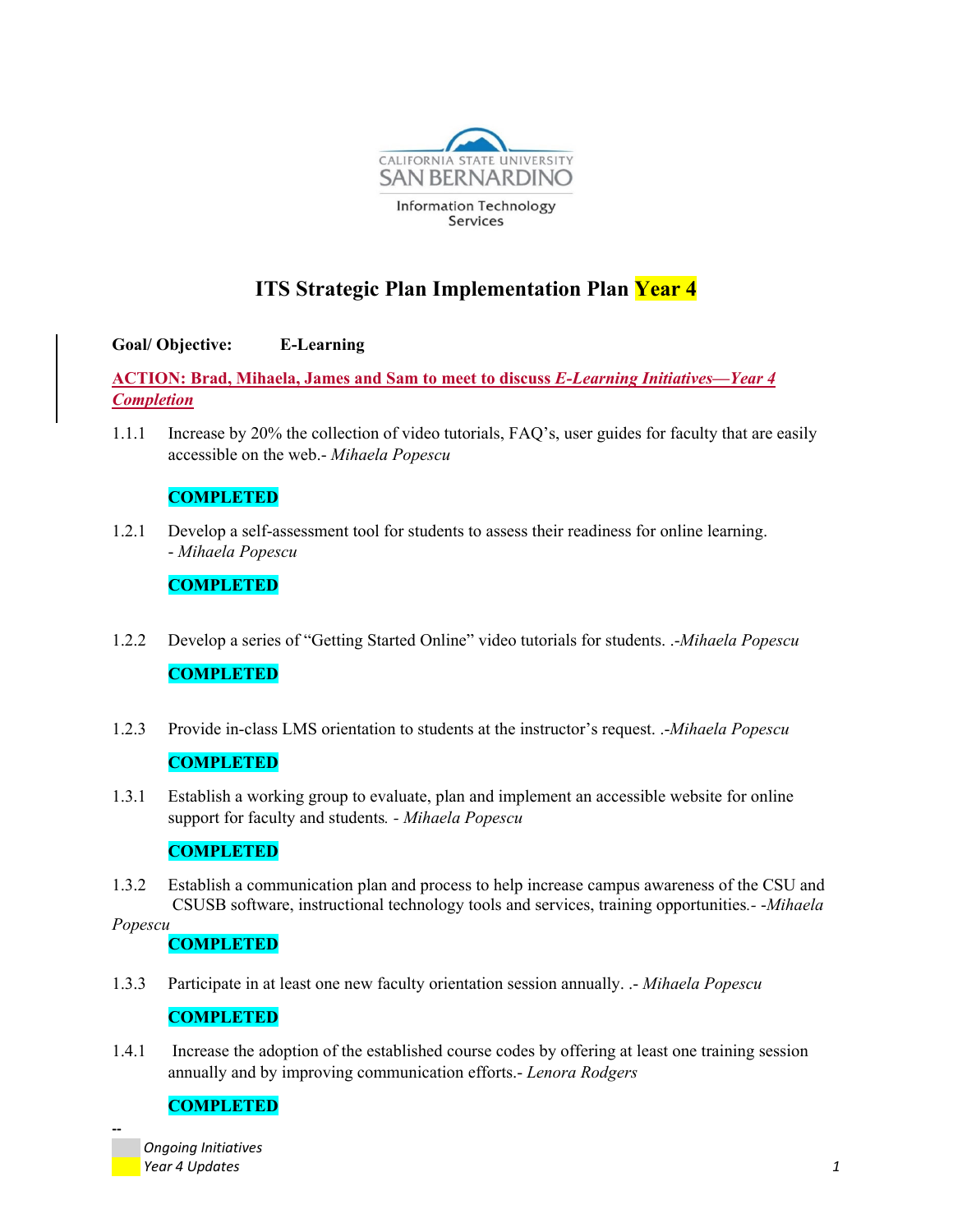CALIFORNIA STATE UNIVERSITY
SAN BERNARDINO
Information Technology Services

# ITS Strategic Plan Implementation Plan Year 4

**Goal/ Objective:** **E-Learning**

**ACTION: Brad, Mihaela, James and Sam to meet to discuss *E-Learning Initiatives—Year 4 Completion***

1.1.1 Increase by 20% the collection of video tutorials, FAQ's, user guides for faculty that are easily accessible on the web.- *Mihaela Popescu*

**COMPLETED**

1.2.1 Develop a self-assessment tool for students to assess their readiness for online learning. - *Mihaela Popescu*

**COMPLETED**

1.2.2 Develop a series of "Getting Started Online" video tutorials for students. .-*Mihaela Popescu*

**COMPLETED**

1.2.3 Provide in-class LMS orientation to students at the instructor's request. .-*Mihaela Popescu*

**COMPLETED**

1.3.1 Establish a working group to evaluate, plan and implement an accessible website for online support for faculty and students*.* - *Mihaela Popescu*

**COMPLETED**

1.3.2 Establish a communication plan and process to help increase campus awareness of the CSU and CSUSB software, instructional technology tools and services, training opportunities.- -*Mihaela Popescu*

**COMPLETED**

1.3.3 Participate in at least one new faculty orientation session annually. .- *Mihaela Popescu*

**COMPLETED**

1.4.1 Increase the adoption of the established course codes by offering at least one training session annually and by improving communication efforts.- *Lenora Rodgers*

**COMPLETED**

--

*Ongoing Initiatives*
*Year 4 Updates*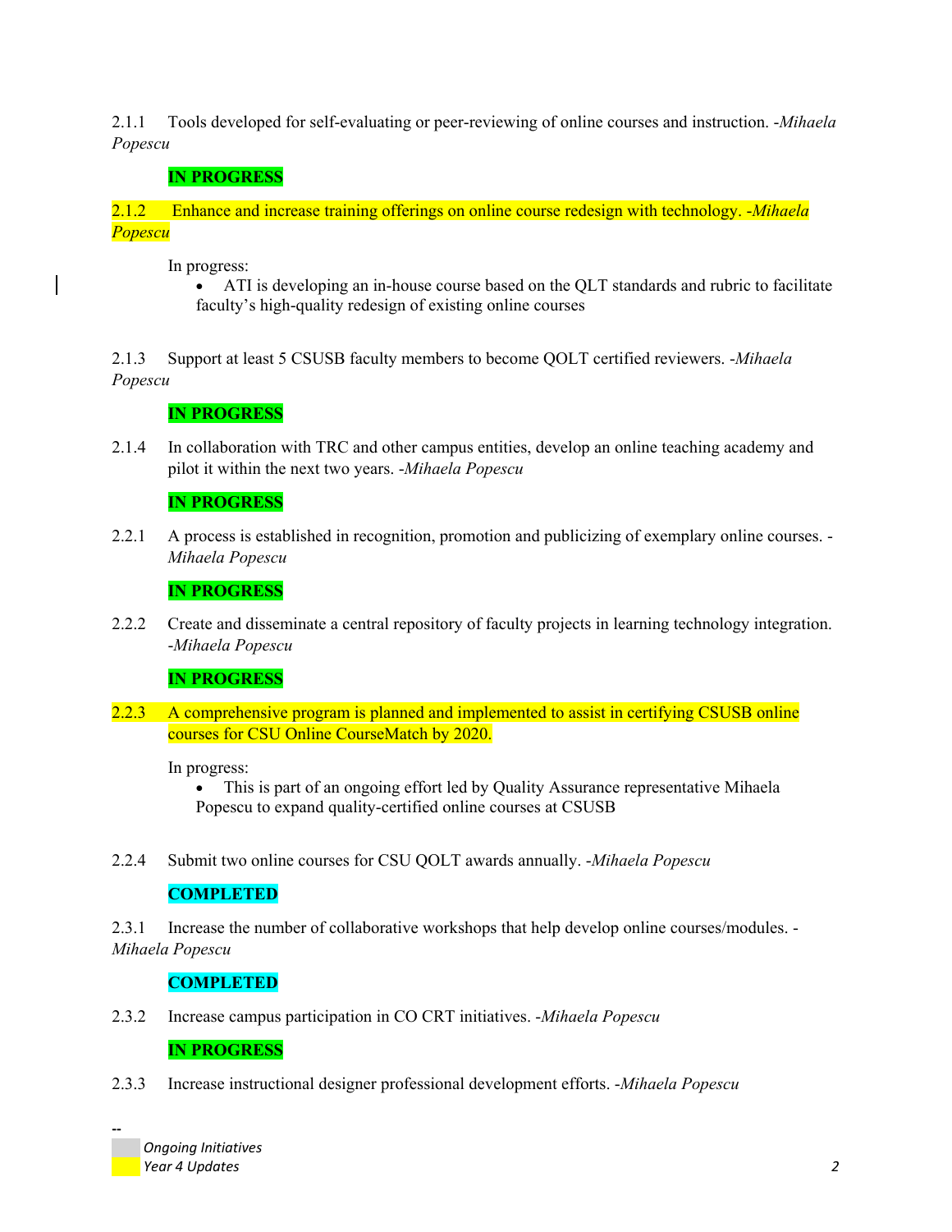2.1.1 Tools developed for self-evaluating or peer-reviewing of online courses and instruction. -*Mihaela Popescu*

**IN PROGRESS**

2.1.2 Enhance and increase training offerings on online course redesign with technology. -*Mihaela Popescu*

In progress:

- ATI is developing an in-house course based on the QLT standards and rubric to facilitate faculty's high-quality redesign of existing online courses

2.1.3 Support at least 5 CSUSB faculty members to become QOLT certified reviewers. -*Mihaela Popescu*

**IN PROGRESS**

2.1.4 In collaboration with TRC and other campus entities, develop an online teaching academy and pilot it within the next two years. -*Mihaela Popescu*

**IN PROGRESS**

2.2.1 A process is established in recognition, promotion and publicizing of exemplary online courses. -*Mihaela Popescu*

**IN PROGRESS**

2.2.2 Create and disseminate a central repository of faculty projects in learning technology integration. -*Mihaela Popescu*

**IN PROGRESS**

2.2.3 A comprehensive program is planned and implemented to assist in certifying CSUSB online courses for CSU Online CourseMatch by 2020.

In progress:

- This is part of an ongoing effort led by Quality Assurance representative Mihaela Popescu to expand quality-certified online courses at CSUSB

2.2.4 Submit two online courses for CSU QOLT awards annually. -*Mihaela Popescu*

**COMPLETED**

2.3.1 Increase the number of collaborative workshops that help develop online courses/modules. -*Mihaela Popescu*

**COMPLETED**

2.3.2 Increase campus participation in CO CRT initiatives. -*Mihaela Popescu*

**IN PROGRESS**

2.3.3 Increase instructional designer professional development efforts. -*Mihaela Popescu*

--

*Ongoing Initiatives*

*Year 4 Updates*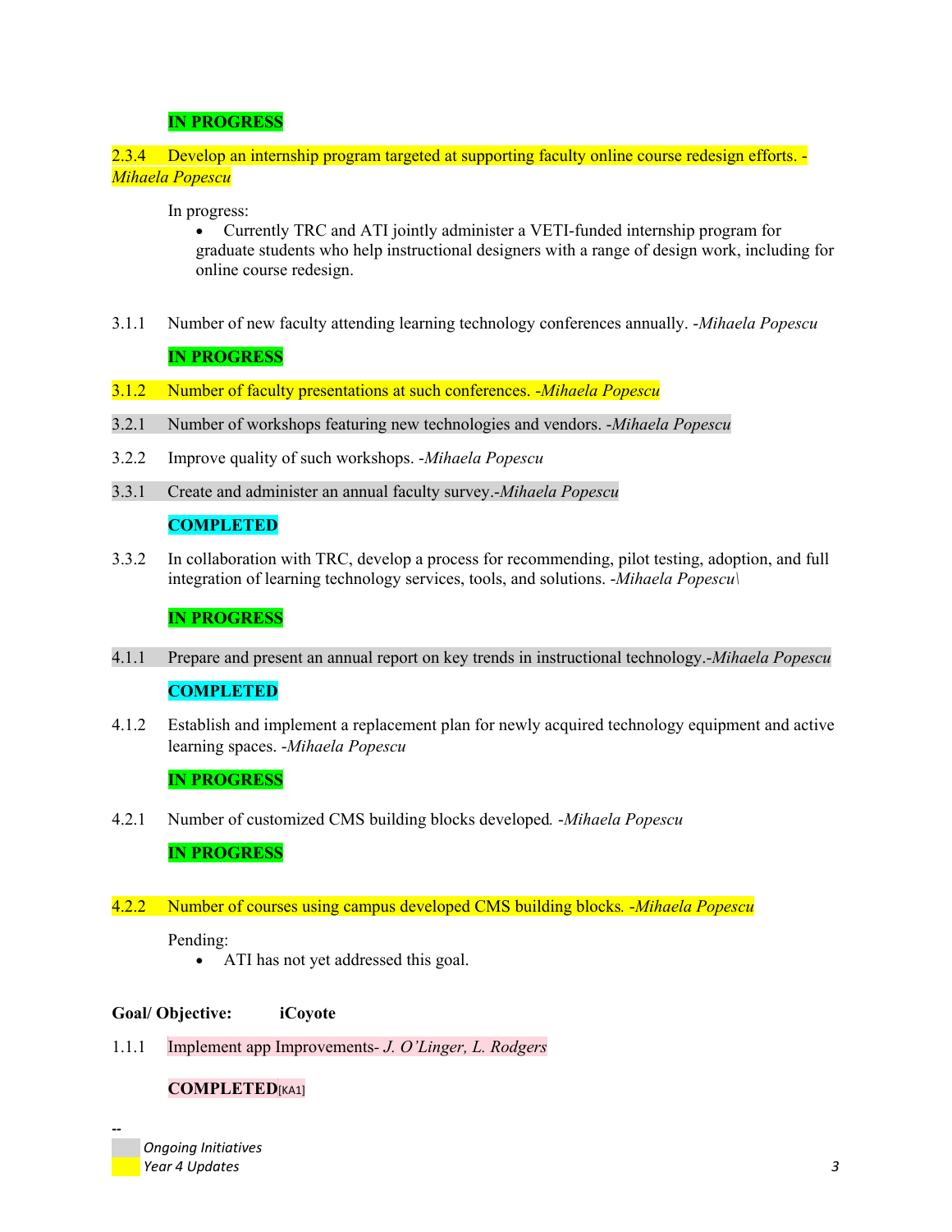**IN PROGRESS**

2.3.4 Develop an internship program targeted at supporting faculty online course redesign efforts. -*Mihaela Popescu*

In progress:

- Currently TRC and ATI jointly administer a VETI-funded internship program for graduate students who help instructional designers with a range of design work, including for online course redesign.

3.1.1 Number of new faculty attending learning technology conferences annually. -*Mihaela Popescu*

**IN PROGRESS**

3.1.2 Number of faculty presentations at such conferences. -*Mihaela Popescu*

3.2.1 Number of workshops featuring new technologies and vendors. -*Mihaela Popescu*

3.2.2 Improve quality of such workshops. -*Mihaela Popescu*

3.3.1 Create and administer an annual faculty survey.-*Mihaela Popescu*

**COMPLETED**

3.3.2 In collaboration with TRC, develop a process for recommending, pilot testing, adoption, and full integration of learning technology services, tools, and solutions. -*Mihaela Popescu\*

**IN PROGRESS**

4.1.1 Prepare and present an annual report on key trends in instructional technology.-*Mihaela Popescu*

**COMPLETED**

4.1.2 Establish and implement a replacement plan for newly acquired technology equipment and active learning spaces. -*Mihaela Popescu*

**IN PROGRESS**

4.2.1 Number of customized CMS building blocks developed. -*Mihaela Popescu*

**IN PROGRESS**

4.2.2 Number of courses using campus developed CMS building blocks. -*Mihaela Popescu*

Pending:

- ATI has not yet addressed this goal.

**Goal/ Objective: iCoyote**

1.1.1 Implement app Improvements- *J. O'Linger, L. Rodgers*

**COMPLETED**[KA1]

--

*Ongoing Initiatives*

*Year 4 Updates*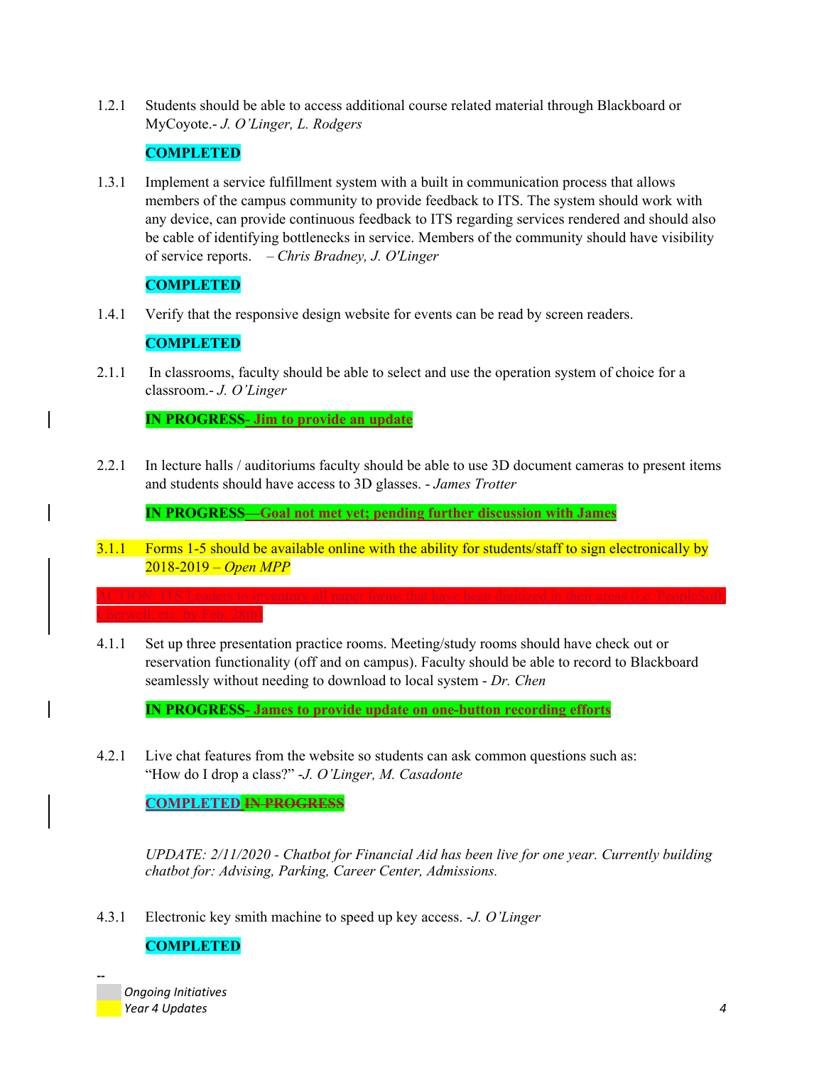1.2.1 Students should be able to access additional course related material through Blackboard or MyCoyote.- *J. O'Linger, L. Rodgers*

**COMPLETED**

1.3.1 Implement a service fulfillment system with a built in communication process that allows members of the campus community to provide feedback to ITS. The system should work with any device, can provide continuous feedback to ITS regarding services rendered and should also be cable of identifying bottlenecks in service. Members of the community should have visibility of service reports. *– Chris Bradney, J. O'Linger*

**COMPLETED**

1.4.1 Verify that the responsive design website for events can be read by screen readers.

**COMPLETED**

2.1.1 In classrooms, faculty should be able to select and use the operation system of choice for a classroom.- *J. O'Linger*

**IN PROGRESS- Jim to provide an update**

2.2.1 In lecture halls / auditoriums faculty should be able to use 3D document cameras to present items and students should have access to 3D glasses. - *James Trotter*

**IN PROGRESS—Goal not met yet; pending further discussion with James**

3.1.1 Forms 1-5 should be available online with the ability for students/staff to sign electronically by 2018-2019 – *Open MPP*

ACTION: ITS Leaders to inventory all paper forms that have been digitized in their areas (i.e. PeopleSoft, Cherwell, etc. by Feb. 28th)

4.1.1 Set up three presentation practice rooms. Meeting/study rooms should have check out or reservation functionality (off and on campus). Faculty should be able to record to Blackboard seamlessly without needing to download to local system - *Dr. Chen*

**IN PROGRESS- James to provide update on one-button recording efforts**

4.2.1 Live chat features from the website so students can ask common questions such as: "How do I drop a class?" -*J. O'Linger, M. Casadonte*

**COMPLETED** ~~**IN PROGRESS**~~

*UPDATE: 2/11/2020 - Chatbot for Financial Aid has been live for one year. Currently building chatbot for: Advising, Parking, Career Center, Admissions.*

4.3.1 Electronic key smith machine to speed up key access. -*J. O'Linger*

**COMPLETED**

--

*Ongoing Initiatives*

*Year 4 Updates*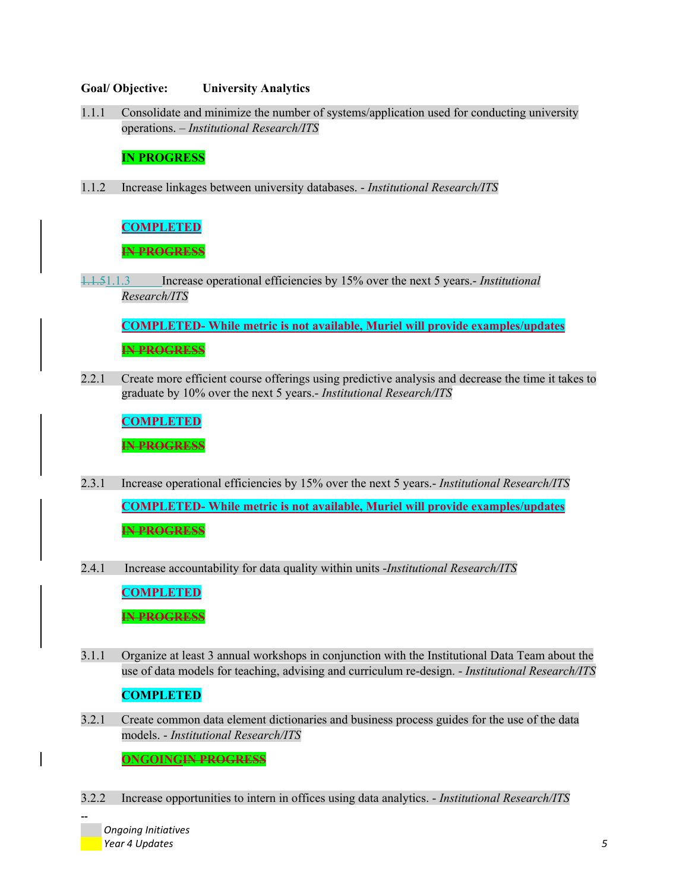**Goal/ Objective:** **University Analytics**

1.1.1 Consolidate and minimize the number of systems/application used for conducting university operations. – *Institutional Research/ITS*

**IN PROGRESS**

1.1.2 Increase linkages between university databases. - *Institutional Research/ITS*

**COMPLETED**

~~**IN PROGRESS**~~

~~1.1.5~~1.1.3 Increase operational efficiencies by 15% over the next 5 years.- *Institutional Research/ITS*

**COMPLETED- While metric is not available, Muriel will provide examples/updates**

~~**IN PROGRESS**~~

2.2.1 Create more efficient course offerings using predictive analysis and decrease the time it takes to graduate by 10% over the next 5 years.- *Institutional Research/ITS*

**COMPLETED**

~~**IN PROGRESS**~~

2.3.1 Increase operational efficiencies by 15% over the next 5 years.- *Institutional Research/ITS*

**COMPLETED- While metric is not available, Muriel will provide examples/updates**

~~**IN PROGRESS**~~

2.4.1 Increase accountability for data quality within units -*Institutional Research/ITS*

**COMPLETED**

~~**IN PROGRESS**~~

3.1.1 Organize at least 3 annual workshops in conjunction with the Institutional Data Team about the use of data models for teaching, advising and curriculum re-design. - *Institutional Research/ITS*

**COMPLETED**

3.2.1 Create common data element dictionaries and business process guides for the use of the data models. - *Institutional Research/ITS*

**ONGOING**~~**IN PROGRESS**~~

3.2.2 Increase opportunities to intern in offices using data analytics. - *Institutional Research/ITS*

--

*Ongoing Initiatives*

*Year 4 Updates*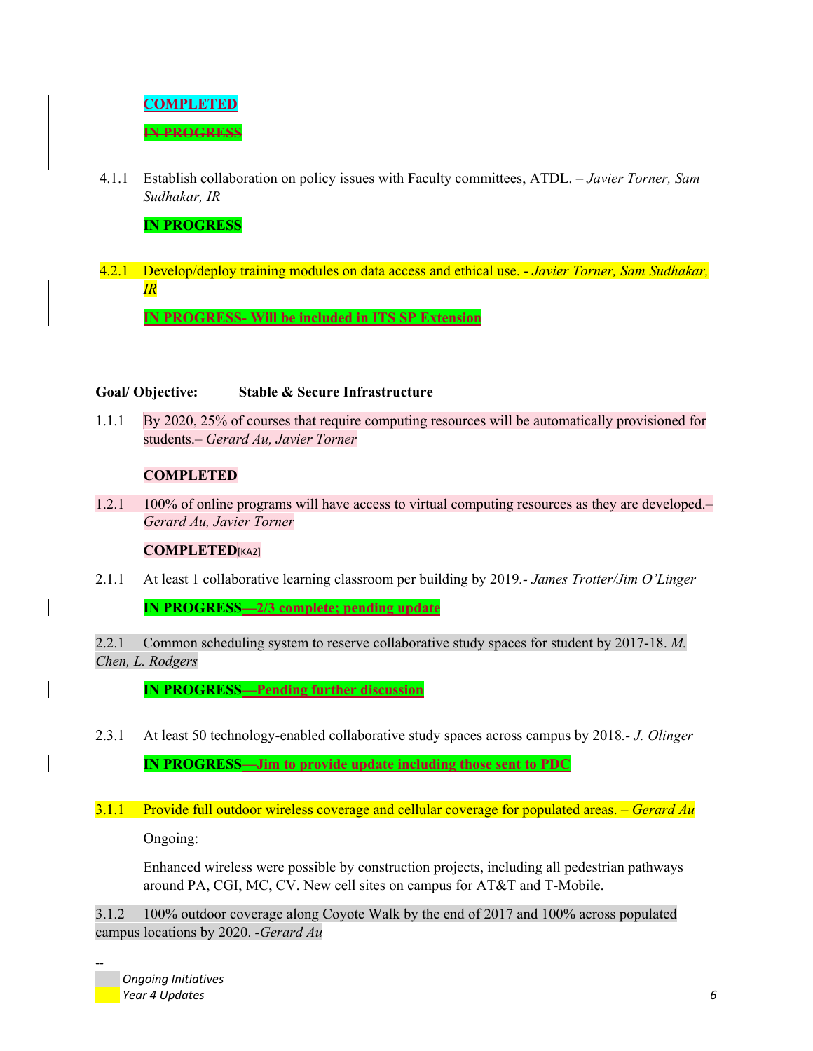**COMPLETED**

~~**IN PROGRESS**~~

4.1.1 Establish collaboration on policy issues with Faculty committees, ATDL. – *Javier Torner, Sam Sudhakar, IR*

**IN PROGRESS**

4.2.1 Develop/deploy training modules on data access and ethical use. - *Javier Torner, Sam Sudhakar, IR*

**IN PROGRESS- Will be included in ITS SP Extension**

**Goal/ Objective: Stable & Secure Infrastructure**

1.1.1 By 2020, 25% of courses that require computing resources will be automatically provisioned for students.– *Gerard Au, Javier Torner*

**COMPLETED**

1.2.1 100% of online programs will have access to virtual computing resources as they are developed.– *Gerard Au, Javier Torner*

**COMPLETED**[KA2]

2.1.1 At least 1 collaborative learning classroom per building by 2019.- *James Trotter/Jim O'Linger*

**IN PROGRESS—2/3 complete; pending update**

2.2.1 Common scheduling system to reserve collaborative study spaces for student by 2017-18. *M. Chen, L. Rodgers*

**IN PROGRESS—Pending further discussion**

2.3.1 At least 50 technology-enabled collaborative study spaces across campus by 2018.- *J. Olinger*

**IN PROGRESS—Jim to provide update including those sent to PDC**

3.1.1 Provide full outdoor wireless coverage and cellular coverage for populated areas. – *Gerard Au*

Ongoing:

Enhanced wireless were possible by construction projects, including all pedestrian pathways around PA, CGI, MC, CV. New cell sites on campus for AT&T and T-Mobile.

3.1.2 100% outdoor coverage along Coyote Walk by the end of 2017 and 100% across populated campus locations by 2020. -*Gerard Au*

--

*Ongoing Initiatives*

*Year 4 Updates*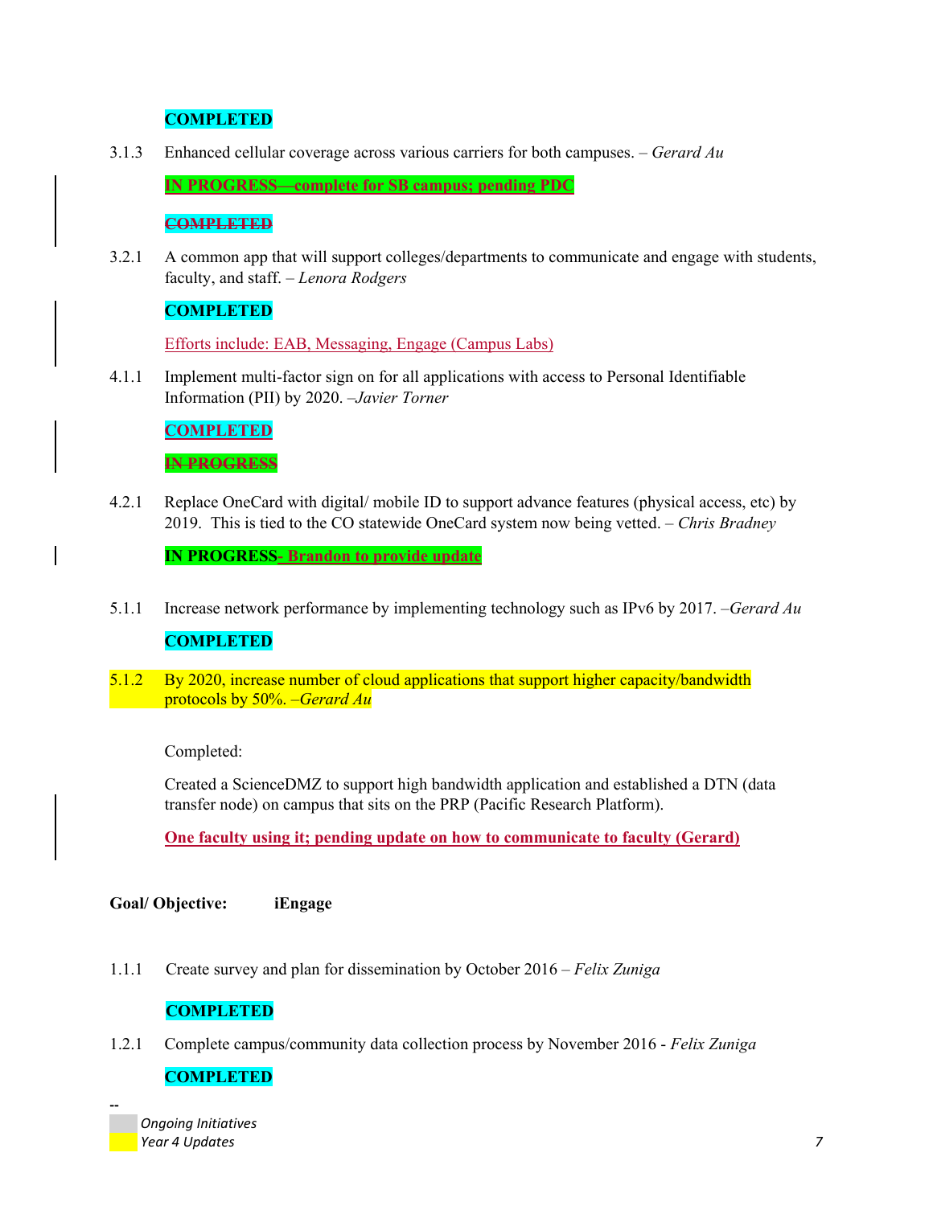**COMPLETED**

3.1.3 Enhanced cellular coverage across various carriers for both campuses. – *Gerard Au*

**IN PROGRESS—complete for SB campus; pending PDC**

~~**COMPLETED**~~

3.2.1 A common app that will support colleges/departments to communicate and engage with students, faculty, and staff. – *Lenora Rodgers*

**COMPLETED**

Efforts include: EAB, Messaging, Engage (Campus Labs)

4.1.1 Implement multi-factor sign on for all applications with access to Personal Identifiable Information (PII) by 2020. –*Javier Torner*

**COMPLETED**

~~**IN PROGRESS**~~

4.2.1 Replace OneCard with digital/ mobile ID to support advance features (physical access, etc) by 2019. This is tied to the CO statewide OneCard system now being vetted. – *Chris Bradney*

**IN PROGRESS- Brandon to provide update**

5.1.1 Increase network performance by implementing technology such as IPv6 by 2017. –*Gerard Au*

**COMPLETED**

5.1.2 By 2020, increase number of cloud applications that support higher capacity/bandwidth protocols by 50%. –*Gerard Au*

Completed:

Created a ScienceDMZ to support high bandwidth application and established a DTN (data transfer node) on campus that sits on the PRP (Pacific Research Platform).

**One faculty using it; pending update on how to communicate to faculty (Gerard)**

**Goal/ Objective: iEngage**

1.1.1 Create survey and plan for dissemination by October 2016 – *Felix Zuniga*

**COMPLETED**

1.2.1 Complete campus/community data collection process by November 2016 - *Felix Zuniga*

**COMPLETED**

--

*Ongoing Initiatives*

*Year 4 Updates*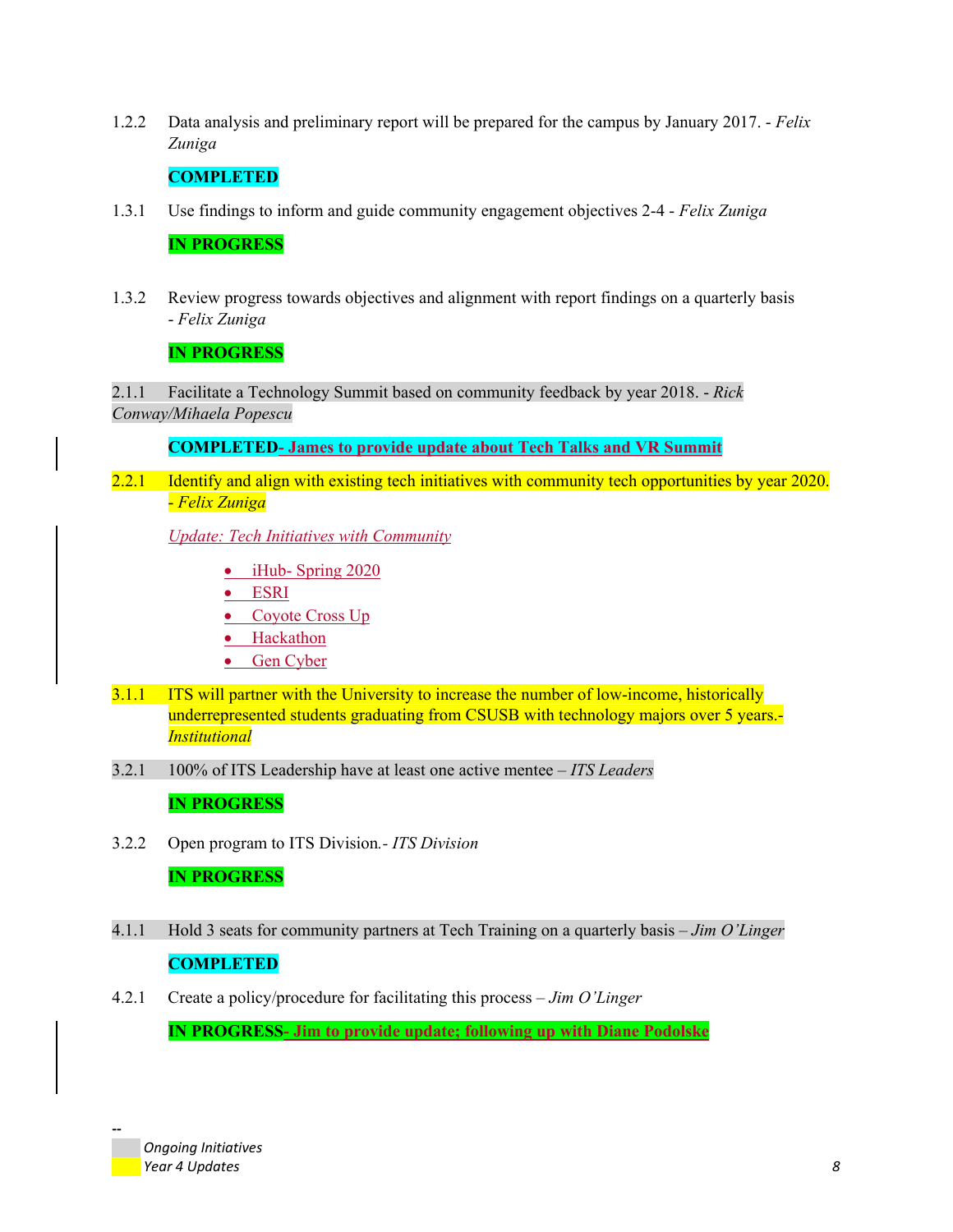1.2.2 Data analysis and preliminary report will be prepared for the campus by January 2017. - *Felix Zuniga*

**COMPLETED**

1.3.1 Use findings to inform and guide community engagement objectives 2-4 - *Felix Zuniga*

**IN PROGRESS**

1.3.2 Review progress towards objectives and alignment with report findings on a quarterly basis - *Felix Zuniga*

**IN PROGRESS**

2.1.1 Facilitate a Technology Summit based on community feedback by year 2018. - *Rick Conway/Mihaela Popescu*

**COMPLETED- James to provide update about Tech Talks and VR Summit**

2.2.1 Identify and align with existing tech initiatives with community tech opportunities by year 2020. - *Felix Zuniga*

*Update: Tech Initiatives with Community*

- iHub- Spring 2020
- ESRI
- Coyote Cross Up
- Hackathon
- Gen Cyber

3.1.1 ITS will partner with the University to increase the number of low-income, historically underrepresented students graduating from CSUSB with technology majors over 5 years.- *Institutional*

3.2.1 100% of ITS Leadership have at least one active mentee – *ITS Leaders*

**IN PROGRESS**

3.2.2 Open program to ITS Division.- *ITS Division*

**IN PROGRESS**

4.1.1 Hold 3 seats for community partners at Tech Training on a quarterly basis – *Jim O'Linger*

**COMPLETED**

4.2.1 Create a policy/procedure for facilitating this process – *Jim O'Linger*

**IN PROGRESS- Jim to provide update; following up with Diane Podolske**

--

*Ongoing Initiatives*

*Year 4 Updates*